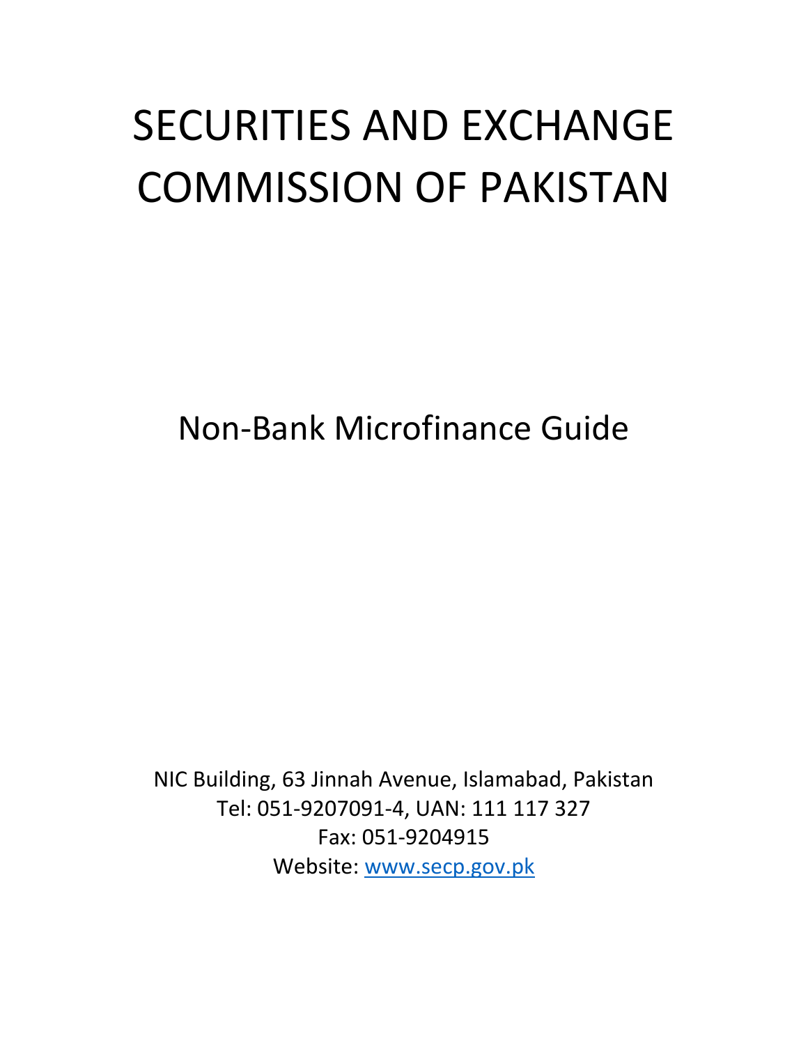# SECURITIES AND EXCHANGE COMMISSION OF PAKISTAN

## Non-Bank Microfinance Guide

NIC Building, 63 Jinnah Avenue, Islamabad, Pakistan
Tel: 051-9207091-4, UAN: 111 117 327
Fax: 051-9204915
Website: www.secp.gov.pk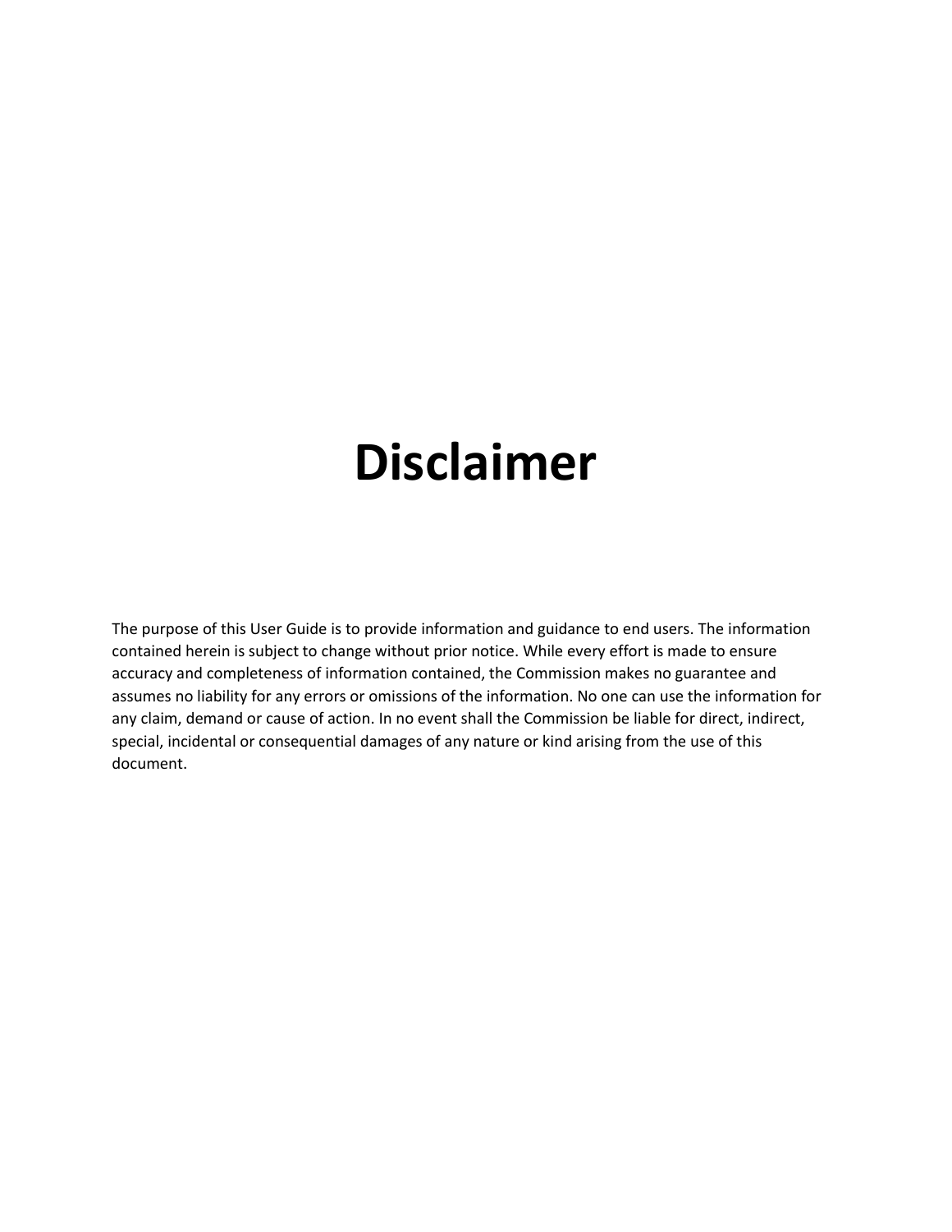# Disclaimer

The purpose of this User Guide is to provide information and guidance to end users. The information contained herein is subject to change without prior notice. While every effort is made to ensure accuracy and completeness of information contained, the Commission makes no guarantee and assumes no liability for any errors or omissions of the information. No one can use the information for any claim, demand or cause of action. In no event shall the Commission be liable for direct, indirect, special, incidental or consequential damages of any nature or kind arising from the use of this document.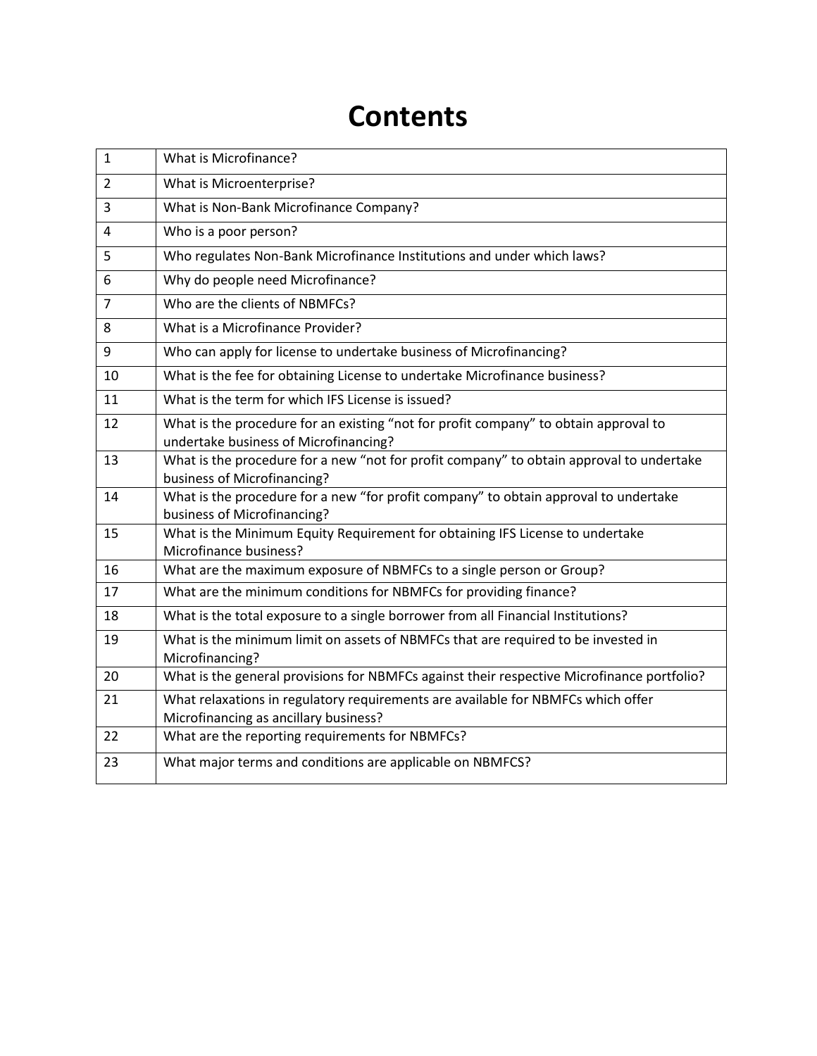# Contents

| | |
|---|---|
| 1 | What is Microfinance? |
| 2 | What is Microenterprise? |
| 3 | What is Non-Bank Microfinance Company? |
| 4 | Who is a poor person? |
| 5 | Who regulates Non-Bank Microfinance Institutions and under which laws? |
| 6 | Why do people need Microfinance? |
| 7 | Who are the clients of NBMFCs? |
| 8 | What is a Microfinance Provider? |
| 9 | Who can apply for license to undertake business of Microfinancing? |
| 10 | What is the fee for obtaining License to undertake Microfinance business? |
| 11 | What is the term for which IFS License is issued? |
| 12 | What is the procedure for an existing "not for profit company" to obtain approval to undertake business of Microfinancing? |
| 13 | What is the procedure for a new "not for profit company" to obtain approval to undertake business of Microfinancing? |
| 14 | What is the procedure for a new "for profit company" to obtain approval to undertake business of Microfinancing? |
| 15 | What is the Minimum Equity Requirement for obtaining IFS License to undertake Microfinance business? |
| 16 | What are the maximum exposure of NBMFCs to a single person or Group? |
| 17 | What are the minimum conditions for NBMFCs for providing finance? |
| 18 | What is the total exposure to a single borrower from all Financial Institutions? |
| 19 | What is the minimum limit on assets of NBMFCs that are required to be invested in Microfinancing? |
| 20 | What is the general provisions for NBMFCs against their respective Microfinance portfolio? |
| 21 | What relaxations in regulatory requirements are available for NBMFCs which offer Microfinancing as ancillary business? |
| 22 | What are the reporting requirements for NBMFCs? |
| 23 | What major terms and conditions are applicable on NBMFCS? |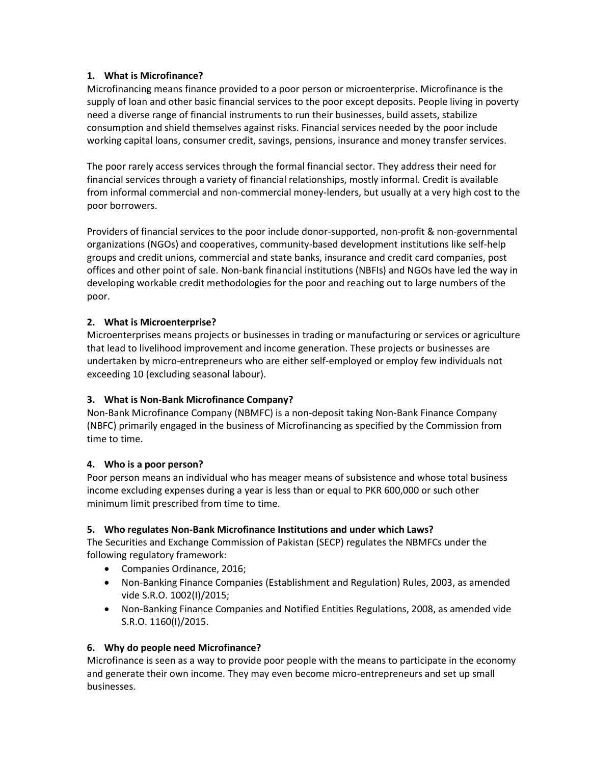### 1. What is Microfinance?

Microfinancing means finance provided to a poor person or microenterprise. Microfinance is the supply of loan and other basic financial services to the poor except deposits. People living in poverty need a diverse range of financial instruments to run their businesses, build assets, stabilize consumption and shield themselves against risks. Financial services needed by the poor include working capital loans, consumer credit, savings, pensions, insurance and money transfer services.

The poor rarely access services through the formal financial sector. They address their need for financial services through a variety of financial relationships, mostly informal. Credit is available from informal commercial and non-commercial money-lenders, but usually at a very high cost to the poor borrowers.

Providers of financial services to the poor include donor-supported, non-profit & non-governmental organizations (NGOs) and cooperatives, community-based development institutions like self-help groups and credit unions, commercial and state banks, insurance and credit card companies, post offices and other point of sale. Non-bank financial institutions (NBFIs) and NGOs have led the way in developing workable credit methodologies for the poor and reaching out to large numbers of the poor.

### 2. What is Microenterprise?

Microenterprises means projects or businesses in trading or manufacturing or services or agriculture that lead to livelihood improvement and income generation. These projects or businesses are undertaken by micro-entrepreneurs who are either self-employed or employ few individuals not exceeding 10 (excluding seasonal labour).

### 3. What is Non-Bank Microfinance Company?

Non-Bank Microfinance Company (NBMFC) is a non-deposit taking Non-Bank Finance Company (NBFC) primarily engaged in the business of Microfinancing as specified by the Commission from time to time.

### 4. Who is a poor person?

Poor person means an individual who has meager means of subsistence and whose total business income excluding expenses during a year is less than or equal to PKR 600,000 or such other minimum limit prescribed from time to time.

### 5. Who regulates Non-Bank Microfinance Institutions and under which Laws?

The Securities and Exchange Commission of Pakistan (SECP) regulates the NBMFCs under the following regulatory framework:

- Companies Ordinance, 2016;
- Non-Banking Finance Companies (Establishment and Regulation) Rules, 2003, as amended vide S.R.O. 1002(I)/2015;
- Non-Banking Finance Companies and Notified Entities Regulations, 2008, as amended vide S.R.O. 1160(I)/2015.

### 6. Why do people need Microfinance?

Microfinance is seen as a way to provide poor people with the means to participate in the economy and generate their own income. They may even become micro-entrepreneurs and set up small businesses.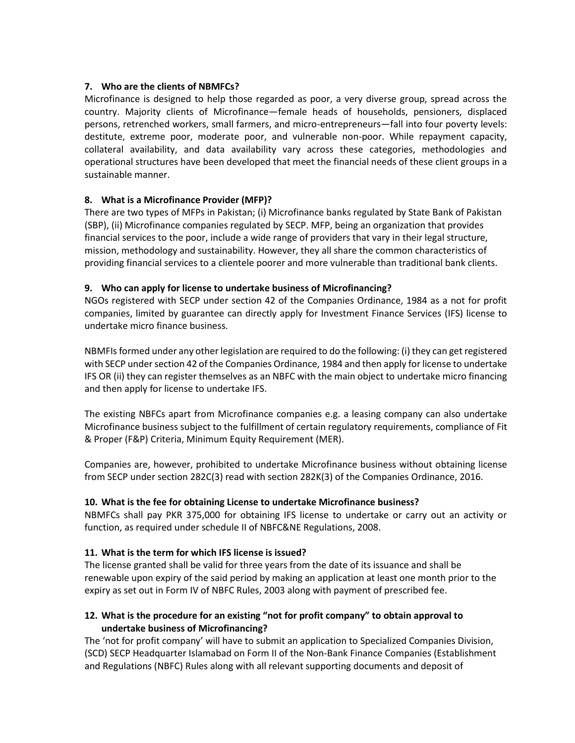### 7. Who are the clients of NBMFCs?

Microfinance is designed to help those regarded as poor, a very diverse group, spread across the country. Majority clients of Microfinance—female heads of households, pensioners, displaced persons, retrenched workers, small farmers, and micro-entrepreneurs—fall into four poverty levels: destitute, extreme poor, moderate poor, and vulnerable non-poor. While repayment capacity, collateral availability, and data availability vary across these categories, methodologies and operational structures have been developed that meet the financial needs of these client groups in a sustainable manner.

### 8. What is a Microfinance Provider (MFP)?

There are two types of MFPs in Pakistan; (i) Microfinance banks regulated by State Bank of Pakistan (SBP), (ii) Microfinance companies regulated by SECP. MFP, being an organization that provides financial services to the poor, include a wide range of providers that vary in their legal structure, mission, methodology and sustainability. However, they all share the common characteristics of providing financial services to a clientele poorer and more vulnerable than traditional bank clients.

### 9. Who can apply for license to undertake business of Microfinancing?

NGOs registered with SECP under section 42 of the Companies Ordinance, 1984 as a not for profit companies, limited by guarantee can directly apply for Investment Finance Services (IFS) license to undertake micro finance business.

NBMFIs formed under any other legislation are required to do the following: (i) they can get registered with SECP under section 42 of the Companies Ordinance, 1984 and then apply for license to undertake IFS OR (ii) they can register themselves as an NBFC with the main object to undertake micro financing and then apply for license to undertake IFS.

The existing NBFCs apart from Microfinance companies e.g. a leasing company can also undertake Microfinance business subject to the fulfillment of certain regulatory requirements, compliance of Fit & Proper (F&P) Criteria, Minimum Equity Requirement (MER).

Companies are, however, prohibited to undertake Microfinance business without obtaining license from SECP under section 282C(3) read with section 282K(3) of the Companies Ordinance, 2016.

### 10. What is the fee for obtaining License to undertake Microfinance business?

NBMFCs shall pay PKR 375,000 for obtaining IFS license to undertake or carry out an activity or function, as required under schedule II of NBFC&NE Regulations, 2008.

### 11. What is the term for which IFS license is issued?

The license granted shall be valid for three years from the date of its issuance and shall be renewable upon expiry of the said period by making an application at least one month prior to the expiry as set out in Form IV of NBFC Rules, 2003 along with payment of prescribed fee.

### 12. What is the procedure for an existing "not for profit company" to obtain approval to undertake business of Microfinancing?

The 'not for profit company' will have to submit an application to Specialized Companies Division, (SCD) SECP Headquarter Islamabad on Form II of the Non-Bank Finance Companies (Establishment and Regulations (NBFC) Rules along with all relevant supporting documents and deposit of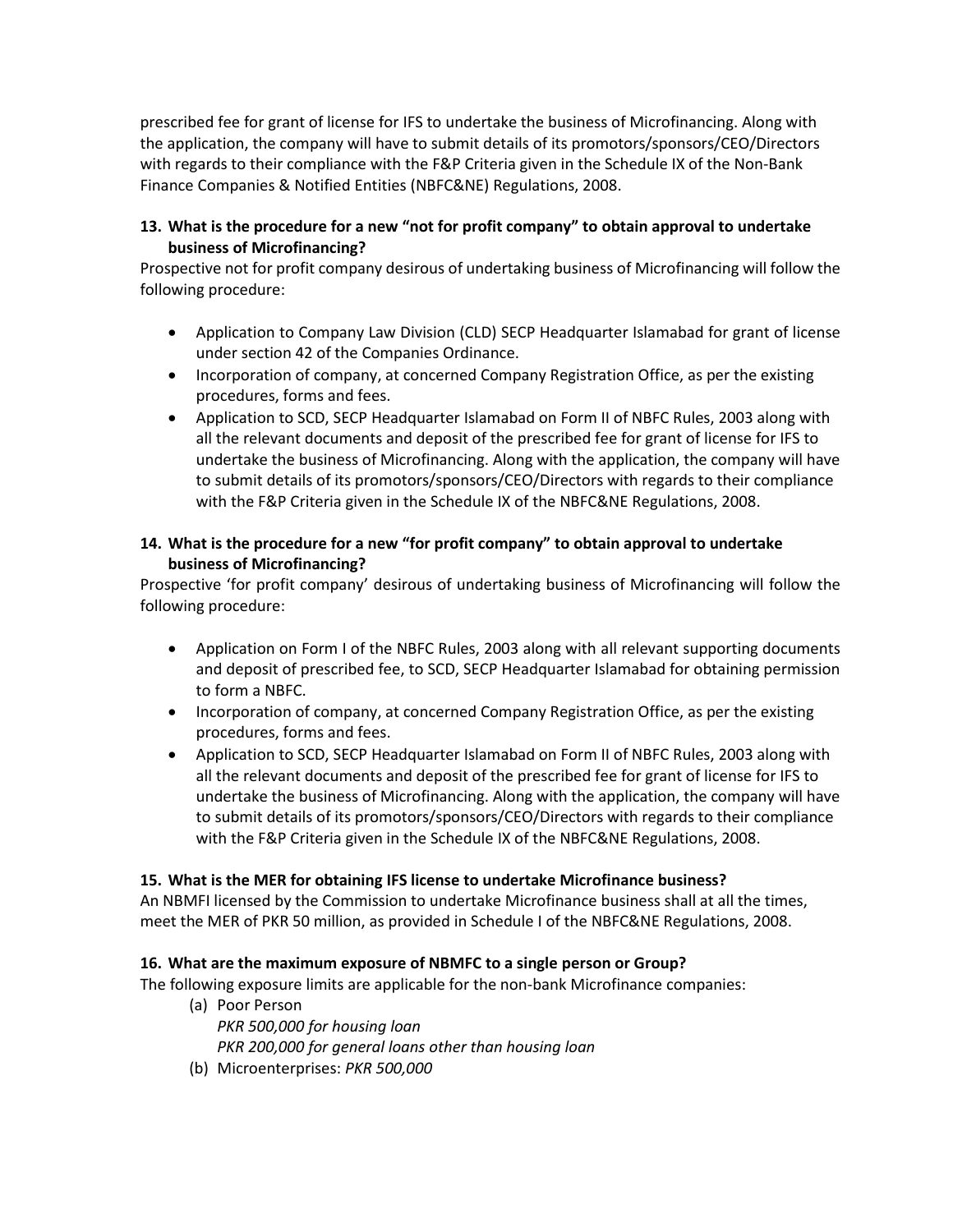prescribed fee for grant of license for IFS to undertake the business of Microfinancing. Along with the application, the company will have to submit details of its promotors/sponsors/CEO/Directors with regards to their compliance with the F&P Criteria given in the Schedule IX of the Non-Bank Finance Companies & Notified Entities (NBFC&NE) Regulations, 2008.

### 13. What is the procedure for a new "not for profit company" to obtain approval to undertake business of Microfinancing?

Prospective not for profit company desirous of undertaking business of Microfinancing will follow the following procedure:

- Application to Company Law Division (CLD) SECP Headquarter Islamabad for grant of license under section 42 of the Companies Ordinance.
- Incorporation of company, at concerned Company Registration Office, as per the existing procedures, forms and fees.
- Application to SCD, SECP Headquarter Islamabad on Form II of NBFC Rules, 2003 along with all the relevant documents and deposit of the prescribed fee for grant of license for IFS to undertake the business of Microfinancing. Along with the application, the company will have to submit details of its promotors/sponsors/CEO/Directors with regards to their compliance with the F&P Criteria given in the Schedule IX of the NBFC&NE Regulations, 2008.

### 14. What is the procedure for a new "for profit company" to obtain approval to undertake business of Microfinancing?

Prospective 'for profit company' desirous of undertaking business of Microfinancing will follow the following procedure:

- Application on Form I of the NBFC Rules, 2003 along with all relevant supporting documents and deposit of prescribed fee, to SCD, SECP Headquarter Islamabad for obtaining permission to form a NBFC.
- Incorporation of company, at concerned Company Registration Office, as per the existing procedures, forms and fees.
- Application to SCD, SECP Headquarter Islamabad on Form II of NBFC Rules, 2003 along with all the relevant documents and deposit of the prescribed fee for grant of license for IFS to undertake the business of Microfinancing. Along with the application, the company will have to submit details of its promotors/sponsors/CEO/Directors with regards to their compliance with the F&P Criteria given in the Schedule IX of the NBFC&NE Regulations, 2008.

### 15. What is the MER for obtaining IFS license to undertake Microfinance business?

An NBMFI licensed by the Commission to undertake Microfinance business shall at all the times, meet the MER of PKR 50 million, as provided in Schedule I of the NBFC&NE Regulations, 2008.

### 16. What are the maximum exposure of NBMFC to a single person or Group?

The following exposure limits are applicable for the non-bank Microfinance companies:

(a) Poor Person
*PKR 500,000 for housing loan*
*PKR 200,000 for general loans other than housing loan*

(b) Microenterprises: *PKR 500,000*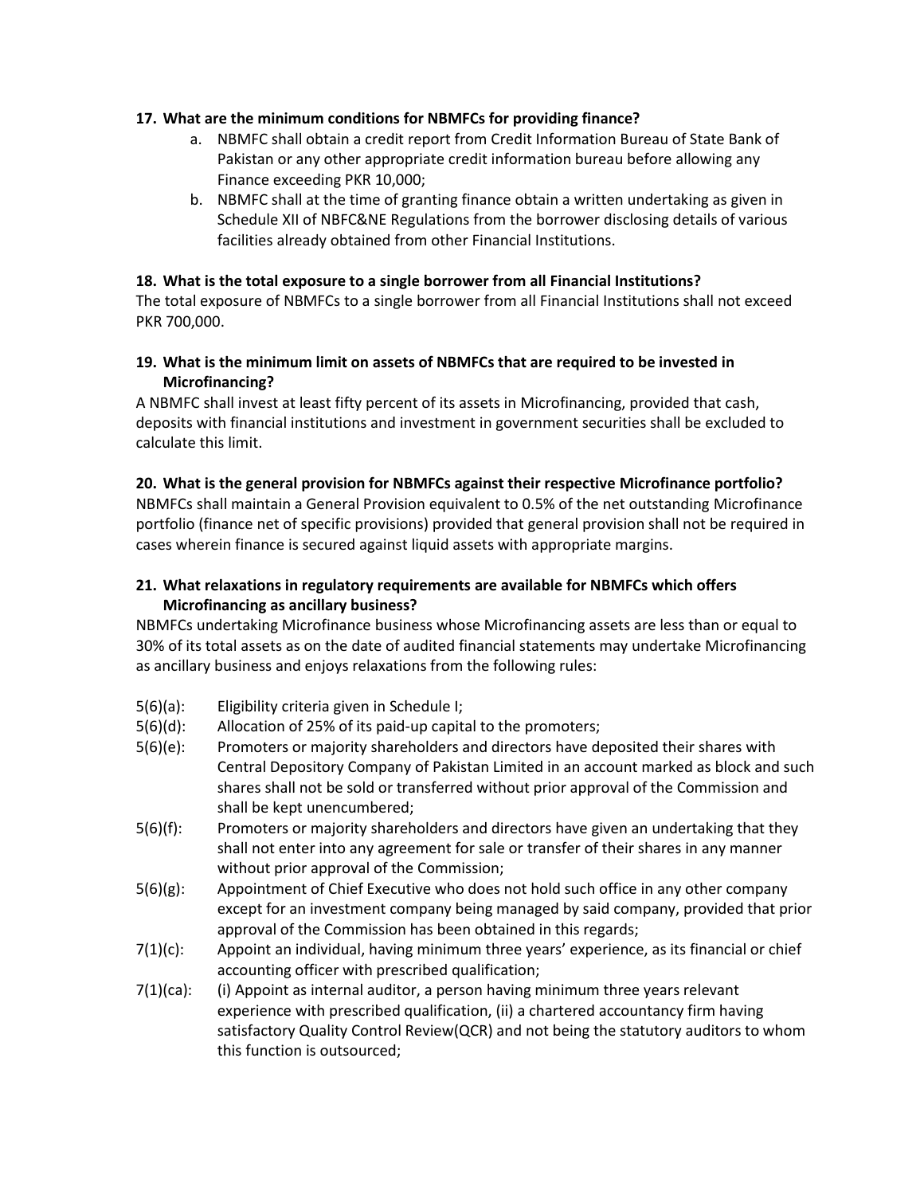**17. What are the minimum conditions for NBMFCs for providing finance?**

a. NBMFC shall obtain a credit report from Credit Information Bureau of State Bank of Pakistan or any other appropriate credit information bureau before allowing any Finance exceeding PKR 10,000;
b. NBMFC shall at the time of granting finance obtain a written undertaking as given in Schedule XII of NBFC&NE Regulations from the borrower disclosing details of various facilities already obtained from other Financial Institutions.

**18. What is the total exposure to a single borrower from all Financial Institutions?**

The total exposure of NBMFCs to a single borrower from all Financial Institutions shall not exceed PKR 700,000.

**19. What is the minimum limit on assets of NBMFCs that are required to be invested in Microfinancing?**

A NBMFC shall invest at least fifty percent of its assets in Microfinancing, provided that cash, deposits with financial institutions and investment in government securities shall be excluded to calculate this limit.

**20. What is the general provision for NBMFCs against their respective Microfinance portfolio?**

NBMFCs shall maintain a General Provision equivalent to 0.5% of the net outstanding Microfinance portfolio (finance net of specific provisions) provided that general provision shall not be required in cases wherein finance is secured against liquid assets with appropriate margins.

**21. What relaxations in regulatory requirements are available for NBMFCs which offers Microfinancing as ancillary business?**

NBMFCs undertaking Microfinance business whose Microfinancing assets are less than or equal to 30% of its total assets as on the date of audited financial statements may undertake Microfinancing as ancillary business and enjoys relaxations from the following rules:

- 5(6)(a): Eligibility criteria given in Schedule I;
- 5(6)(d): Allocation of 25% of its paid-up capital to the promoters;
- 5(6)(e): Promoters or majority shareholders and directors have deposited their shares with Central Depository Company of Pakistan Limited in an account marked as block and such shares shall not be sold or transferred without prior approval of the Commission and shall be kept unencumbered;
- 5(6)(f): Promoters or majority shareholders and directors have given an undertaking that they shall not enter into any agreement for sale or transfer of their shares in any manner without prior approval of the Commission;
- 5(6)(g): Appointment of Chief Executive who does not hold such office in any other company except for an investment company being managed by said company, provided that prior approval of the Commission has been obtained in this regards;
- 7(1)(c): Appoint an individual, having minimum three years' experience, as its financial or chief accounting officer with prescribed qualification;
- 7(1)(ca): (i) Appoint as internal auditor, a person having minimum three years relevant experience with prescribed qualification, (ii) a chartered accountancy firm having satisfactory Quality Control Review(QCR) and not being the statutory auditors to whom this function is outsourced;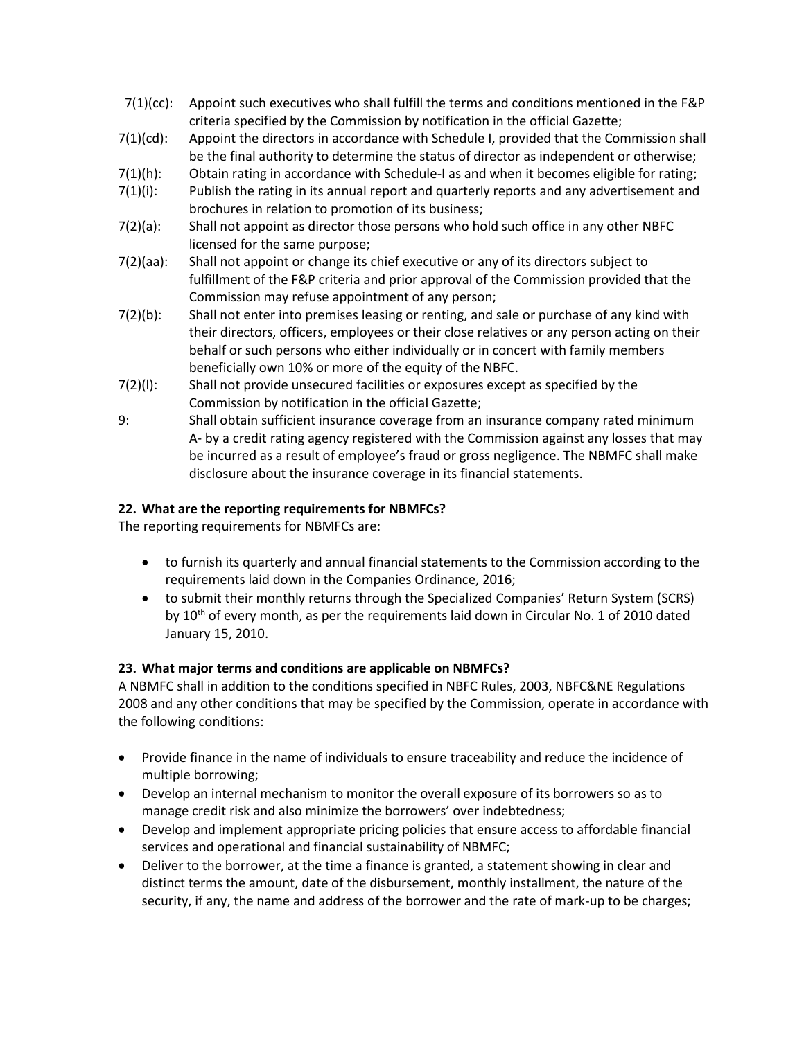| | |
|---|---|
| 7(1)(cc): | Appoint such executives who shall fulfill the terms and conditions mentioned in the F&P criteria specified by the Commission by notification in the official Gazette; |
| 7(1)(cd): | Appoint the directors in accordance with Schedule I, provided that the Commission shall be the final authority to determine the status of director as independent or otherwise; |
| 7(1)(h): | Obtain rating in accordance with Schedule-I as and when it becomes eligible for rating; |
| 7(1)(i): | Publish the rating in its annual report and quarterly reports and any advertisement and brochures in relation to promotion of its business; |
| 7(2)(a): | Shall not appoint as director those persons who hold such office in any other NBFC licensed for the same purpose; |
| 7(2)(aa): | Shall not appoint or change its chief executive or any of its directors subject to fulfillment of the F&P criteria and prior approval of the Commission provided that the Commission may refuse appointment of any person; |
| 7(2)(b): | Shall not enter into premises leasing or renting, and sale or purchase of any kind with their directors, officers, employees or their close relatives or any person acting on their behalf or such persons who either individually or in concert with family members beneficially own 10% or more of the equity of the NBFC. |
| 7(2)(l): | Shall not provide unsecured facilities or exposures except as specified by the Commission by notification in the official Gazette; |
| 9: | Shall obtain sufficient insurance coverage from an insurance company rated minimum A- by a credit rating agency registered with the Commission against any losses that may be incurred as a result of employee's fraud or gross negligence. The NBMFC shall make disclosure about the insurance coverage in its financial statements. |

**22. What are the reporting requirements for NBMFCs?**

The reporting requirements for NBMFCs are:

- to furnish its quarterly and annual financial statements to the Commission according to the requirements laid down in the Companies Ordinance, 2016;
- to submit their monthly returns through the Specialized Companies' Return System (SCRS) by 10th of every month, as per the requirements laid down in Circular No. 1 of 2010 dated January 15, 2010.

**23. What major terms and conditions are applicable on NBMFCs?**

A NBMFC shall in addition to the conditions specified in NBFC Rules, 2003, NBFC&NE Regulations 2008 and any other conditions that may be specified by the Commission, operate in accordance with the following conditions:

- Provide finance in the name of individuals to ensure traceability and reduce the incidence of multiple borrowing;
- Develop an internal mechanism to monitor the overall exposure of its borrowers so as to manage credit risk and also minimize the borrowers' over indebtedness;
- Develop and implement appropriate pricing policies that ensure access to affordable financial services and operational and financial sustainability of NBMFC;
- Deliver to the borrower, at the time a finance is granted, a statement showing in clear and distinct terms the amount, date of the disbursement, monthly installment, the nature of the security, if any, the name and address of the borrower and the rate of mark-up to be charges;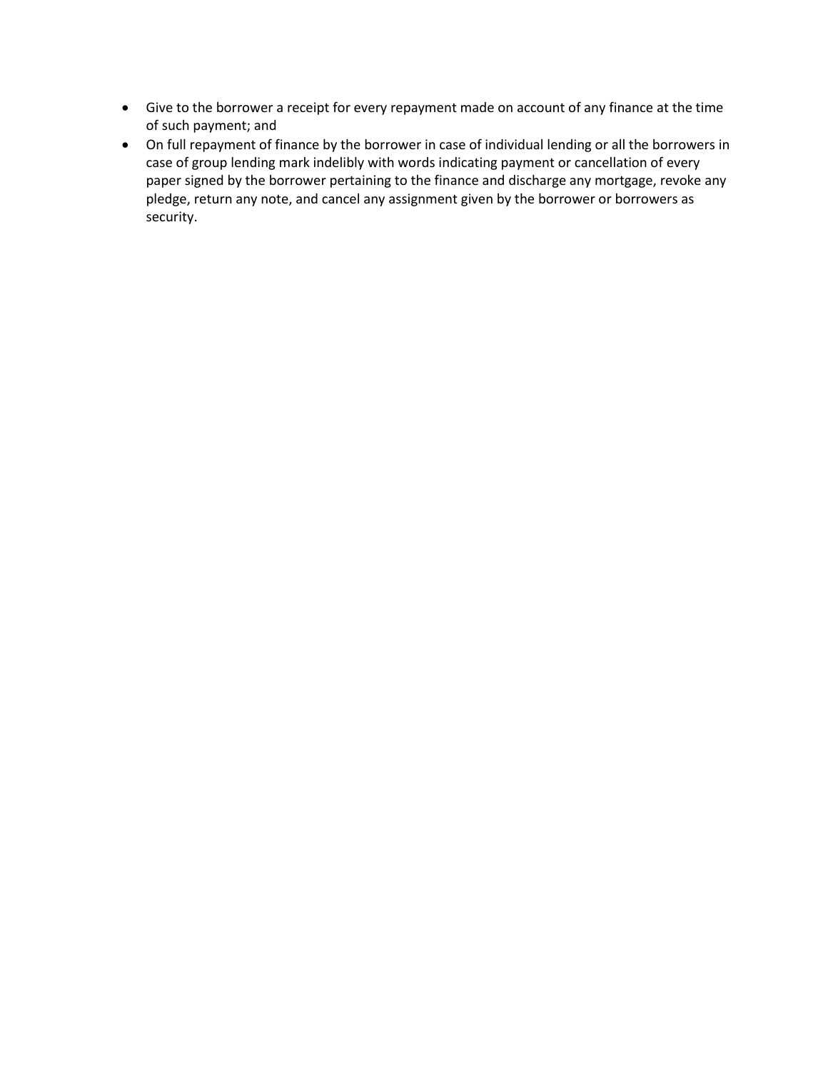- Give to the borrower a receipt for every repayment made on account of any finance at the time of such payment; and
- On full repayment of finance by the borrower in case of individual lending or all the borrowers in case of group lending mark indelibly with words indicating payment or cancellation of every paper signed by the borrower pertaining to the finance and discharge any mortgage, revoke any pledge, return any note, and cancel any assignment given by the borrower or borrowers as security.